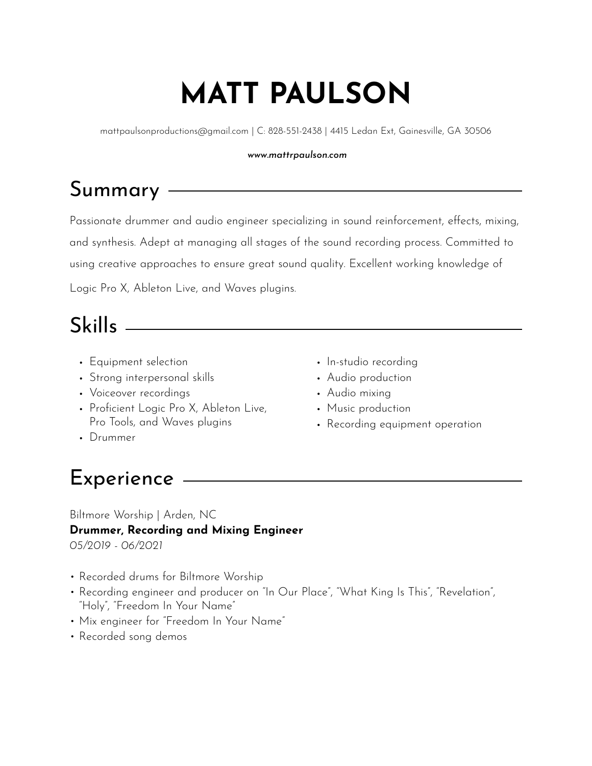# MATT PAULSON

mattpaulsonproductions@gmail.com | C: 828-551-2438 | 4415 Ledan Ext, Gainesville, GA 30506

***www.mattrpaulson.com***

## Summary

Passionate drummer and audio engineer specializing in sound reinforcement, effects, mixing, and synthesis. Adept at managing all stages of the sound recording process. Committed to using creative approaches to ensure great sound quality. Excellent working knowledge of Logic Pro X, Ableton Live, and Waves plugins.

## Skills

- Equipment selection
- Strong interpersonal skills
- Voiceover recordings
- Proficient Logic Pro X, Ableton Live, Pro Tools, and Waves plugins
- Drummer
- In-studio recording
- Audio production
- Audio mixing
- Music production
- Recording equipment operation

## Experience

Biltmore Worship | Arden, NC
**Drummer, Recording and Mixing Engineer**
*05/2019 - 06/2021*

- Recorded drums for Biltmore Worship
- Recording engineer and producer on "In Our Place", "What King Is This", "Revelation", "Holy", "Freedom In Your Name"
- Mix engineer for "Freedom In Your Name"
- Recorded song demos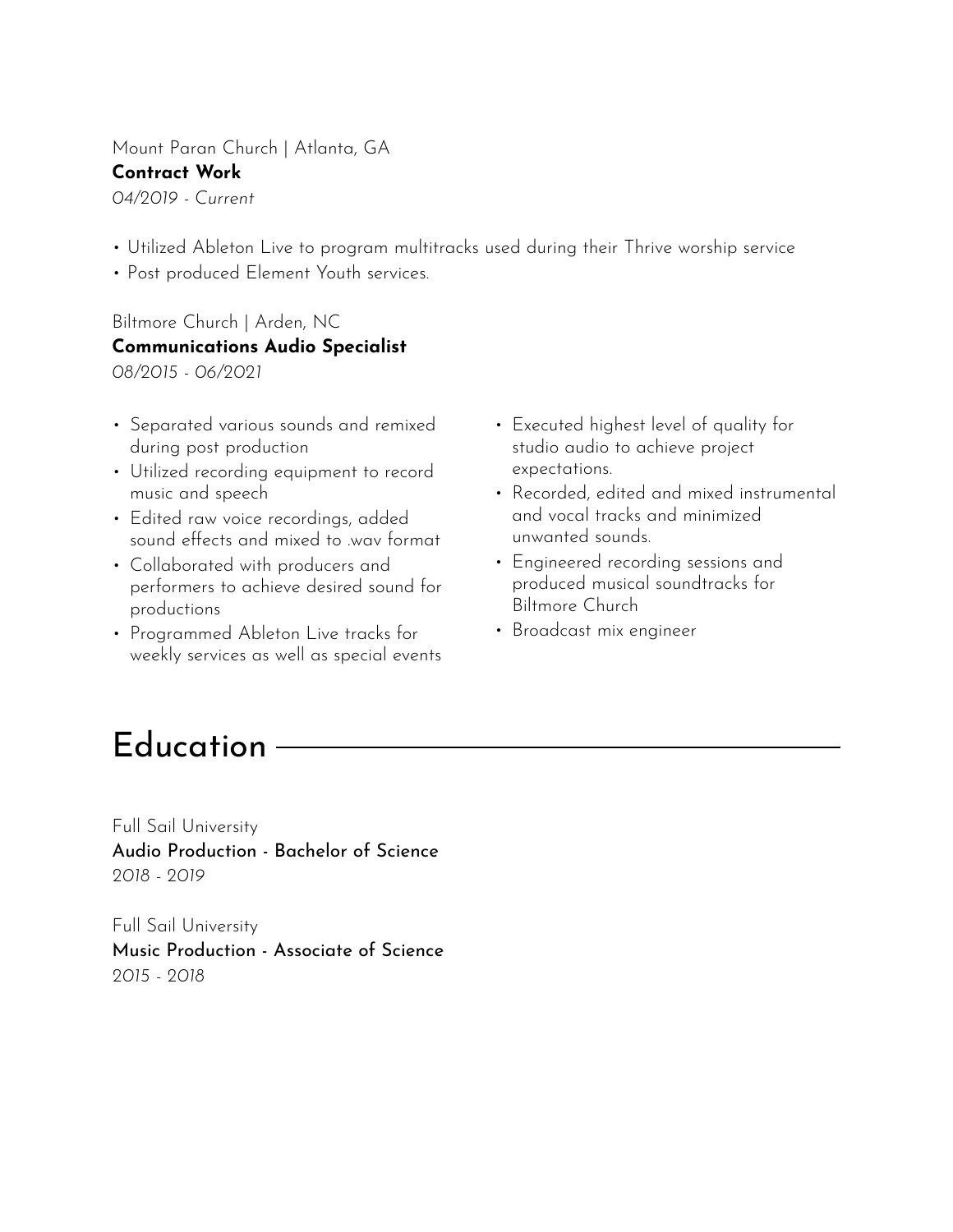Mount Paran Church | Atlanta, GA

**Contract Work**

*04/2019 - Current*

- Utilized Ableton Live to program multitracks used during their Thrive worship service
- Post produced Element Youth services.

Biltmore Church | Arden, NC

**Communications Audio Specialist**

*08/2015 - 06/2021*

- Separated various sounds and remixed during post production
- Utilized recording equipment to record music and speech
- Edited raw voice recordings, added sound effects and mixed to .wav format
- Collaborated with producers and performers to achieve desired sound for productions
- Programmed Ableton Live tracks for weekly services as well as special events
- Executed highest level of quality for studio audio to achieve project expectations.
- Recorded, edited and mixed instrumental and vocal tracks and minimized unwanted sounds.
- Engineered recording sessions and produced musical soundtracks for Biltmore Church
- Broadcast mix engineer

## Education

Full Sail University

**Audio Production - Bachelor of Science**

*2018 - 2019*

Full Sail University

**Music Production - Associate of Science**

*2015 - 2018*